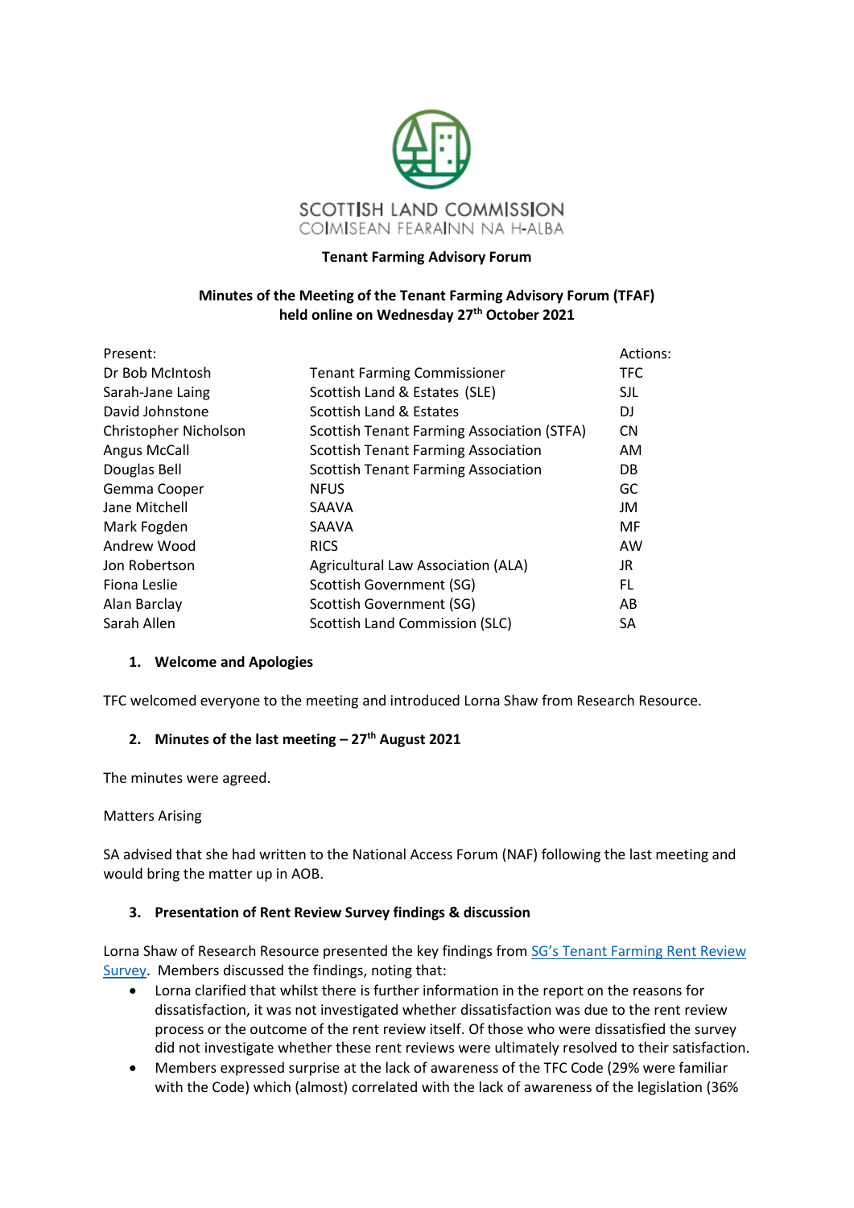SCOTTISH LAND COMMISSION
COIMISEAN FEARAINN NA H-ALBA

**Tenant Farming Advisory Forum**

**Minutes of the Meeting of the Tenant Farming Advisory Forum (TFAF) held online on Wednesday 27th October 2021**

| Present: | | Actions: |
|---|---|---|
| Dr Bob McIntosh | Tenant Farming Commissioner | TFC |
| Sarah-Jane Laing | Scottish Land & Estates (SLE) | SJL |
| David Johnstone | Scottish Land & Estates | DJ |
| Christopher Nicholson | Scottish Tenant Farming Association (STFA) | CN |
| Angus McCall | Scottish Tenant Farming Association | AM |
| Douglas Bell | Scottish Tenant Farming Association | DB |
| Gemma Cooper | NFUS | GC |
| Jane Mitchell | SAAVA | JM |
| Mark Fogden | SAAVA | MF |
| Andrew Wood | RICS | AW |
| Jon Robertson | Agricultural Law Association (ALA) | JR |
| Fiona Leslie | Scottish Government (SG) | FL |
| Alan Barclay | Scottish Government (SG) | AB |
| Sarah Allen | Scottish Land Commission (SLC) | SA |

## 1. Welcome and Apologies

TFC welcomed everyone to the meeting and introduced Lorna Shaw from Research Resource.

## 2. Minutes of the last meeting – 27th August 2021

The minutes were agreed.

Matters Arising

SA advised that she had written to the National Access Forum (NAF) following the last meeting and would bring the matter up in AOB.

## 3. Presentation of Rent Review Survey findings & discussion

Lorna Shaw of Research Resource presented the key findings from SG's Tenant Farming Rent Review Survey. Members discussed the findings, noting that:

- Lorna clarified that whilst there is further information in the report on the reasons for dissatisfaction, it was not investigated whether dissatisfaction was due to the rent review process or the outcome of the rent review itself. Of those who were dissatisfied the survey did not investigate whether these rent reviews were ultimately resolved to their satisfaction.
- Members expressed surprise at the lack of awareness of the TFC Code (29% were familiar with the Code) which (almost) correlated with the lack of awareness of the legislation (36%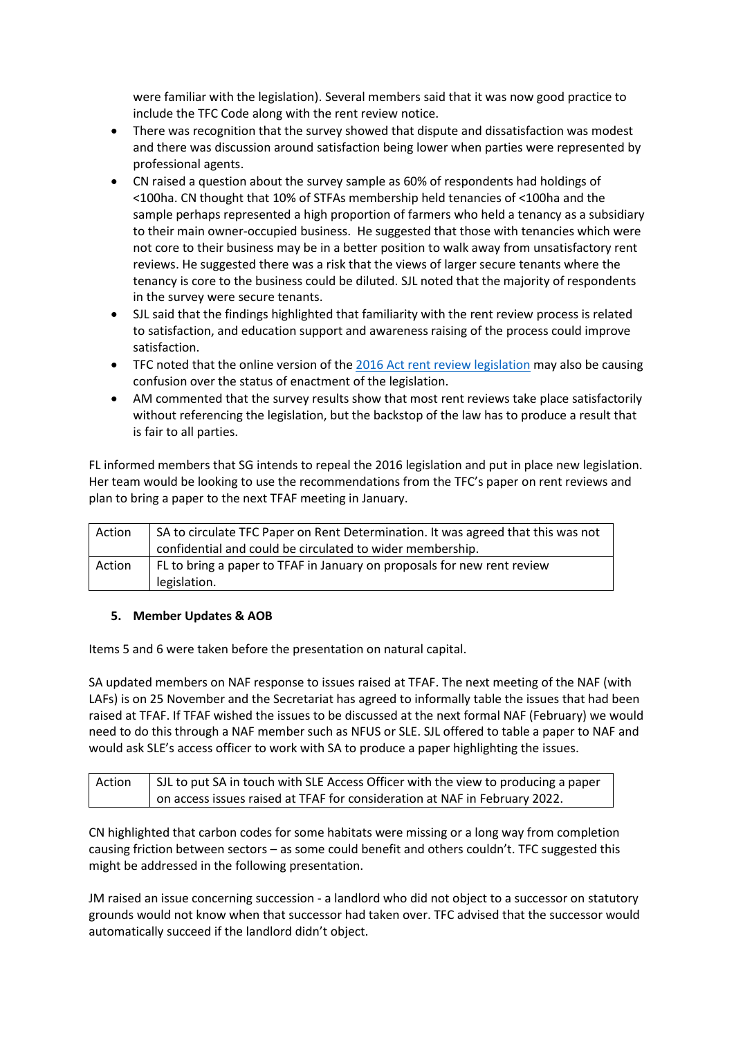were familiar with the legislation). Several members said that it was now good practice to include the TFC Code along with the rent review notice.

- There was recognition that the survey showed that dispute and dissatisfaction was modest and there was discussion around satisfaction being lower when parties were represented by professional agents.
- CN raised a question about the survey sample as 60% of respondents had holdings of <100ha. CN thought that 10% of STFAs membership held tenancies of <100ha and the sample perhaps represented a high proportion of farmers who held a tenancy as a subsidiary to their main owner-occupied business. He suggested that those with tenancies which were not core to their business may be in a better position to walk away from unsatisfactory rent reviews. He suggested there was a risk that the views of larger secure tenants where the tenancy is core to the business could be diluted. SJL noted that the majority of respondents in the survey were secure tenants.
- SJL said that the findings highlighted that familiarity with the rent review process is related to satisfaction, and education support and awareness raising of the process could improve satisfaction.
- TFC noted that the online version of the 2016 Act rent review legislation may also be causing confusion over the status of enactment of the legislation.
- AM commented that the survey results show that most rent reviews take place satisfactorily without referencing the legislation, but the backstop of the law has to produce a result that is fair to all parties.

FL informed members that SG intends to repeal the 2016 legislation and put in place new legislation. Her team would be looking to use the recommendations from the TFC's paper on rent reviews and plan to bring a paper to the next TFAF meeting in January.

| Action | SA to circulate TFC Paper on Rent Determination. It was agreed that this was not confidential and could be circulated to wider membership. |
|---|---|
| Action | FL to bring a paper to TFAF in January on proposals for new rent review legislation. |

**5. Member Updates & AOB**

Items 5 and 6 were taken before the presentation on natural capital.

SA updated members on NAF response to issues raised at TFAF. The next meeting of the NAF (with LAFs) is on 25 November and the Secretariat has agreed to informally table the issues that had been raised at TFAF. If TFAF wished the issues to be discussed at the next formal NAF (February) we would need to do this through a NAF member such as NFUS or SLE. SJL offered to table a paper to NAF and would ask SLE's access officer to work with SA to produce a paper highlighting the issues.

| Action | SJL to put SA in touch with SLE Access Officer with the view to producing a paper on access issues raised at TFAF for consideration at NAF in February 2022. |
|---|---|

CN highlighted that carbon codes for some habitats were missing or a long way from completion causing friction between sectors – as some could benefit and others couldn't. TFC suggested this might be addressed in the following presentation.

JM raised an issue concerning succession - a landlord who did not object to a successor on statutory grounds would not know when that successor had taken over. TFC advised that the successor would automatically succeed if the landlord didn't object.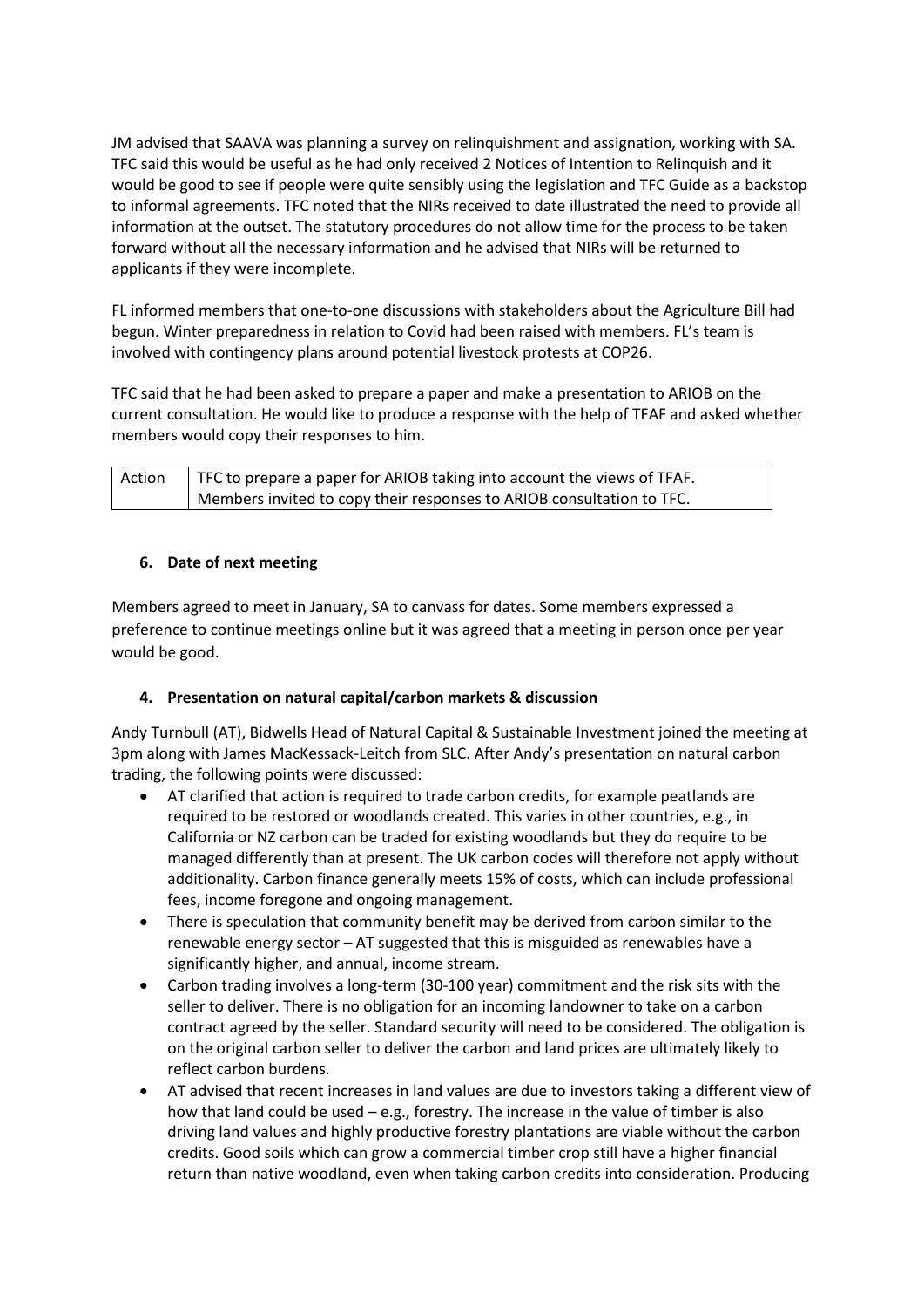JM advised that SAAVA was planning a survey on relinquishment and assignation, working with SA. TFC said this would be useful as he had only received 2 Notices of Intention to Relinquish and it would be good to see if people were quite sensibly using the legislation and TFC Guide as a backstop to informal agreements. TFC noted that the NIRs received to date illustrated the need to provide all information at the outset. The statutory procedures do not allow time for the process to be taken forward without all the necessary information and he advised that NIRs will be returned to applicants if they were incomplete.

FL informed members that one-to-one discussions with stakeholders about the Agriculture Bill had begun. Winter preparedness in relation to Covid had been raised with members. FL's team is involved with contingency plans around potential livestock protests at COP26.

TFC said that he had been asked to prepare a paper and make a presentation to ARIOB on the current consultation. He would like to produce a response with the help of TFAF and asked whether members would copy their responses to him.

| Action | TFC to prepare a paper for ARIOB taking into account the views of TFAF. Members invited to copy their responses to ARIOB consultation to TFC. |
|---|---|

### 6. Date of next meeting

Members agreed to meet in January, SA to canvass for dates. Some members expressed a preference to continue meetings online but it was agreed that a meeting in person once per year would be good.

### 4. Presentation on natural capital/carbon markets & discussion

Andy Turnbull (AT), Bidwells Head of Natural Capital & Sustainable Investment joined the meeting at 3pm along with James MacKessack-Leitch from SLC. After Andy's presentation on natural carbon trading, the following points were discussed:

- AT clarified that action is required to trade carbon credits, for example peatlands are required to be restored or woodlands created. This varies in other countries, e.g., in California or NZ carbon can be traded for existing woodlands but they do require to be managed differently than at present. The UK carbon codes will therefore not apply without additionality. Carbon finance generally meets 15% of costs, which can include professional fees, income foregone and ongoing management.
- There is speculation that community benefit may be derived from carbon similar to the renewable energy sector – AT suggested that this is misguided as renewables have a significantly higher, and annual, income stream.
- Carbon trading involves a long-term (30-100 year) commitment and the risk sits with the seller to deliver. There is no obligation for an incoming landowner to take on a carbon contract agreed by the seller. Standard security will need to be considered. The obligation is on the original carbon seller to deliver the carbon and land prices are ultimately likely to reflect carbon burdens.
- AT advised that recent increases in land values are due to investors taking a different view of how that land could be used – e.g., forestry. The increase in the value of timber is also driving land values and highly productive forestry plantations are viable without the carbon credits. Good soils which can grow a commercial timber crop still have a higher financial return than native woodland, even when taking carbon credits into consideration. Producing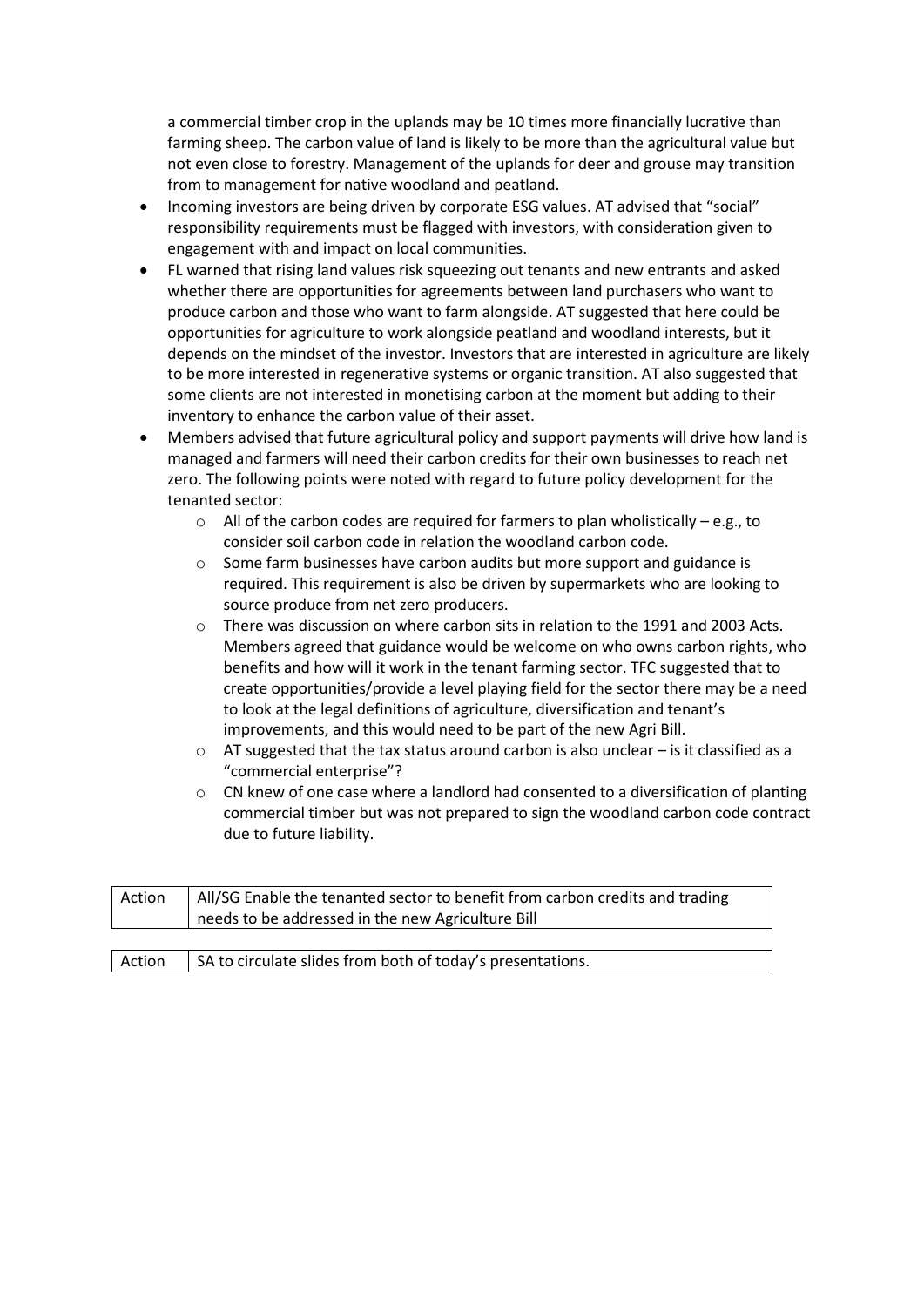a commercial timber crop in the uplands may be 10 times more financially lucrative than farming sheep. The carbon value of land is likely to be more than the agricultural value but not even close to forestry. Management of the uplands for deer and grouse may transition from to management for native woodland and peatland.

- Incoming investors are being driven by corporate ESG values. AT advised that "social" responsibility requirements must be flagged with investors, with consideration given to engagement with and impact on local communities.
- FL warned that rising land values risk squeezing out tenants and new entrants and asked whether there are opportunities for agreements between land purchasers who want to produce carbon and those who want to farm alongside. AT suggested that here could be opportunities for agriculture to work alongside peatland and woodland interests, but it depends on the mindset of the investor. Investors that are interested in agriculture are likely to be more interested in regenerative systems or organic transition. AT also suggested that some clients are not interested in monetising carbon at the moment but adding to their inventory to enhance the carbon value of their asset.
- Members advised that future agricultural policy and support payments will drive how land is managed and farmers will need their carbon credits for their own businesses to reach net zero. The following points were noted with regard to future policy development for the tenanted sector:
  - All of the carbon codes are required for farmers to plan wholistically – e.g., to consider soil carbon code in relation the woodland carbon code.
  - Some farm businesses have carbon audits but more support and guidance is required. This requirement is also be driven by supermarkets who are looking to source produce from net zero producers.
  - There was discussion on where carbon sits in relation to the 1991 and 2003 Acts. Members agreed that guidance would be welcome on who owns carbon rights, who benefits and how will it work in the tenant farming sector. TFC suggested that to create opportunities/provide a level playing field for the sector there may be a need to look at the legal definitions of agriculture, diversification and tenant's improvements, and this would need to be part of the new Agri Bill.
  - AT suggested that the tax status around carbon is also unclear – is it classified as a "commercial enterprise"?
  - CN knew of one case where a landlord had consented to a diversification of planting commercial timber but was not prepared to sign the woodland carbon code contract due to future liability.

| | |
|---|---|
| Action | All/SG Enable the tenanted sector to benefit from carbon credits and trading needs to be addressed in the new Agriculture Bill |

| | |
|---|---|
| Action | SA to circulate slides from both of today's presentations. |